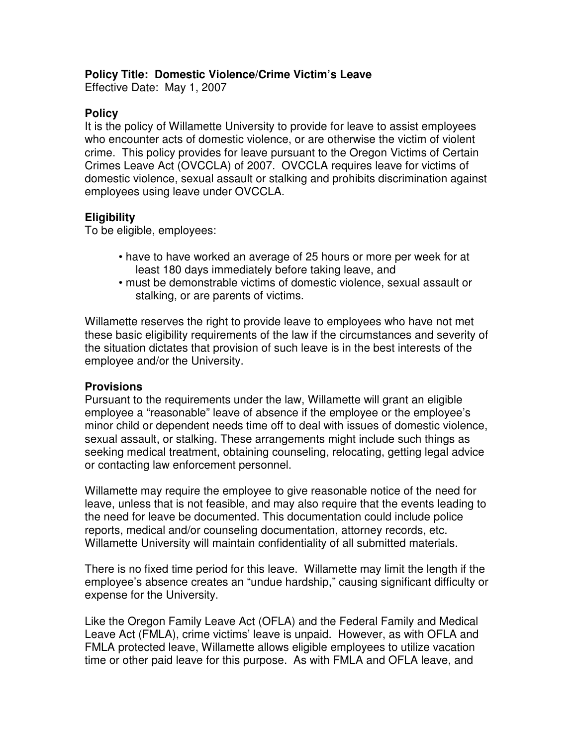**Policy Title: Domestic Violence/Crime Victim's Leave**
Effective Date: May 1, 2007

## Policy

It is the policy of Willamette University to provide for leave to assist employees who encounter acts of domestic violence, or are otherwise the victim of violent crime. This policy provides for leave pursuant to the Oregon Victims of Certain Crimes Leave Act (OVCCLA) of 2007. OVCCLA requires leave for victims of domestic violence, sexual assault or stalking and prohibits discrimination against employees using leave under OVCCLA.

## Eligibility

To be eligible, employees:

- have to have worked an average of 25 hours or more per week for at least 180 days immediately before taking leave, and
- must be demonstrable victims of domestic violence, sexual assault or stalking, or are parents of victims.

Willamette reserves the right to provide leave to employees who have not met these basic eligibility requirements of the law if the circumstances and severity of the situation dictates that provision of such leave is in the best interests of the employee and/or the University.

## Provisions

Pursuant to the requirements under the law, Willamette will grant an eligible employee a "reasonable" leave of absence if the employee or the employee's minor child or dependent needs time off to deal with issues of domestic violence, sexual assault, or stalking. These arrangements might include such things as seeking medical treatment, obtaining counseling, relocating, getting legal advice or contacting law enforcement personnel.

Willamette may require the employee to give reasonable notice of the need for leave, unless that is not feasible, and may also require that the events leading to the need for leave be documented. This documentation could include police reports, medical and/or counseling documentation, attorney records, etc. Willamette University will maintain confidentiality of all submitted materials.

There is no fixed time period for this leave. Willamette may limit the length if the employee's absence creates an "undue hardship," causing significant difficulty or expense for the University.

Like the Oregon Family Leave Act (OFLA) and the Federal Family and Medical Leave Act (FMLA), crime victims' leave is unpaid. However, as with OFLA and FMLA protected leave, Willamette allows eligible employees to utilize vacation time or other paid leave for this purpose. As with FMLA and OFLA leave, and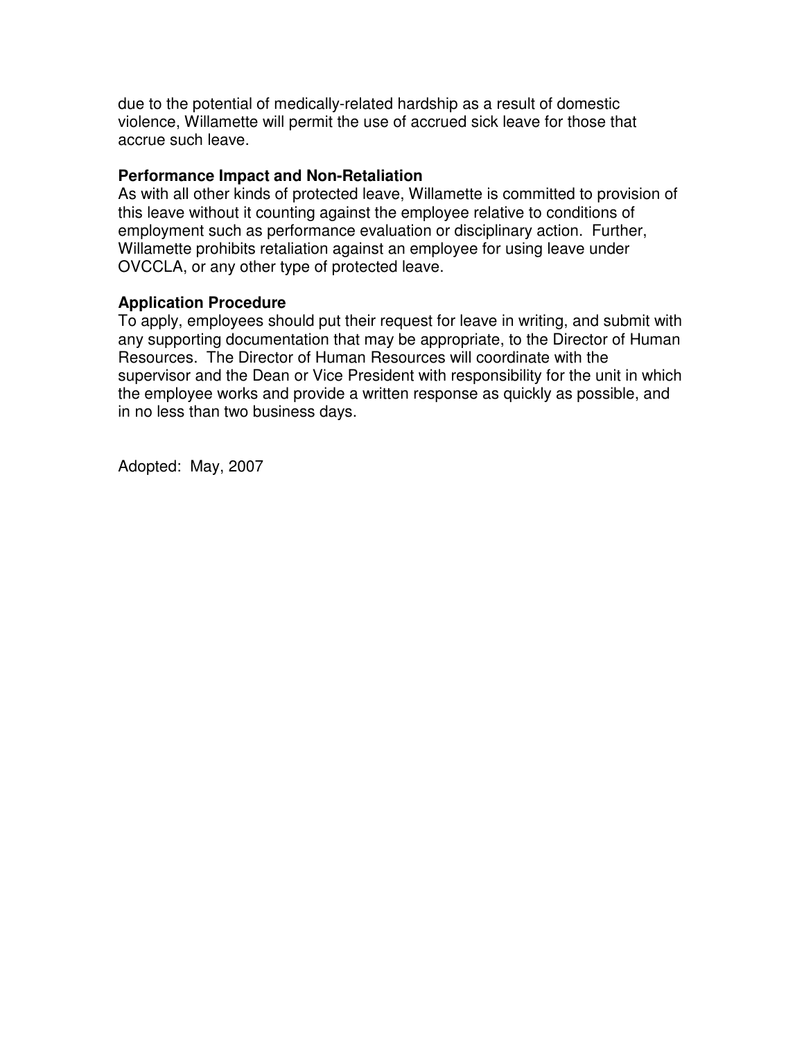due to the potential of medically-related hardship as a result of domestic violence, Willamette will permit the use of accrued sick leave for those that accrue such leave.

**Performance Impact and Non-Retaliation**

As with all other kinds of protected leave, Willamette is committed to provision of this leave without it counting against the employee relative to conditions of employment such as performance evaluation or disciplinary action. Further, Willamette prohibits retaliation against an employee for using leave under OVCCLA, or any other type of protected leave.

**Application Procedure**

To apply, employees should put their request for leave in writing, and submit with any supporting documentation that may be appropriate, to the Director of Human Resources. The Director of Human Resources will coordinate with the supervisor and the Dean or Vice President with responsibility for the unit in which the employee works and provide a written response as quickly as possible, and in no less than two business days.

Adopted: May, 2007